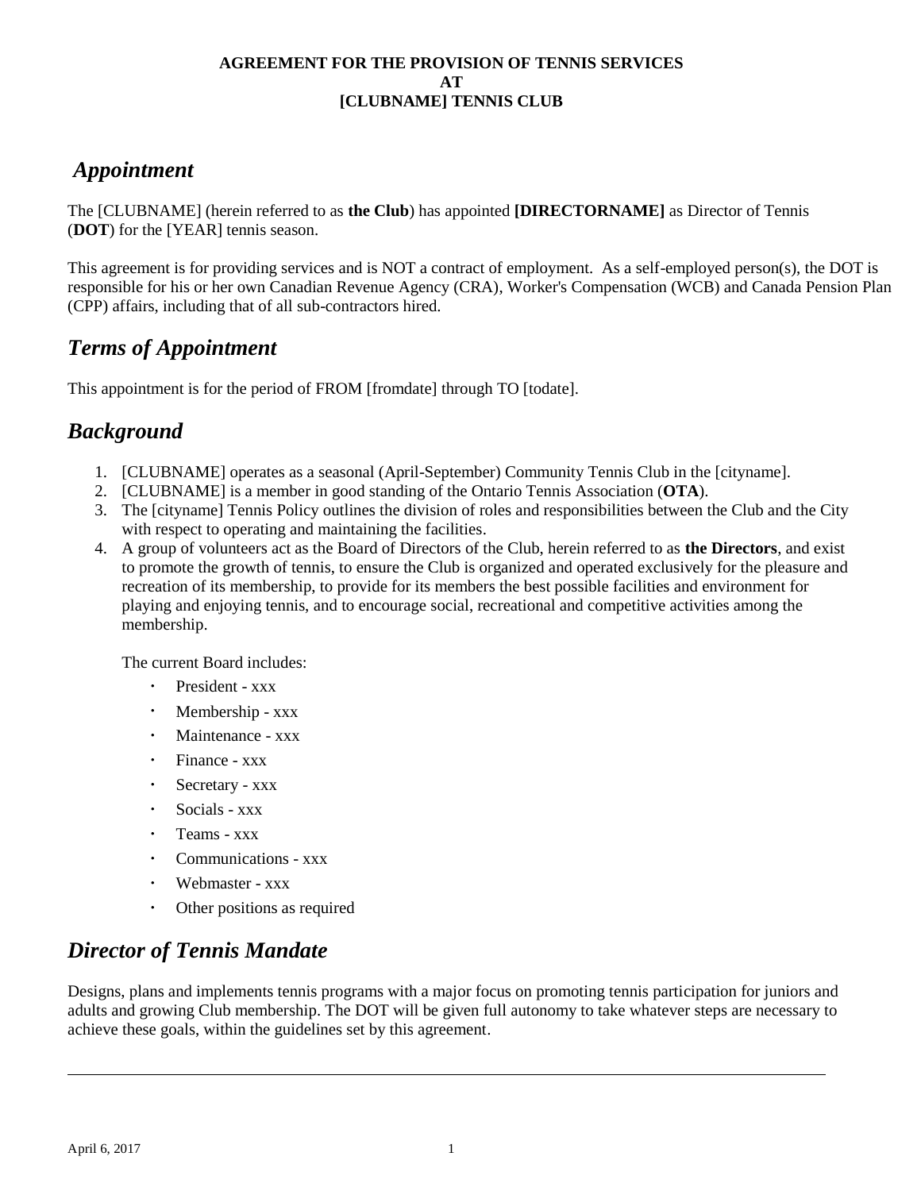**AGREEMENT FOR THE PROVISION OF TENNIS SERVICES**
**AT**
**[CLUBNAME] TENNIS CLUB**

## *Appointment*

The [CLUBNAME] (herein referred to as **the Club**) has appointed **[DIRECTORNAME]** as Director of Tennis (**DOT**) for the [YEAR] tennis season.

This agreement is for providing services and is NOT a contract of employment. As a self-employed person(s), the DOT is responsible for his or her own Canadian Revenue Agency (CRA), Worker's Compensation (WCB) and Canada Pension Plan (CPP) affairs, including that of all sub-contractors hired.

## *Terms of Appointment*

This appointment is for the period of FROM [fromdate] through TO [todate].

## *Background*

1. [CLUBNAME] operates as a seasonal (April-September) Community Tennis Club in the [cityname].
2. [CLUBNAME] is a member in good standing of the Ontario Tennis Association (**OTA**).
3. The [cityname] Tennis Policy outlines the division of roles and responsibilities between the Club and the City with respect to operating and maintaining the facilities.
4. A group of volunteers act as the Board of Directors of the Club, herein referred to as **the Directors**, and exist to promote the growth of tennis, to ensure the Club is organized and operated exclusively for the pleasure and recreation of its membership, to provide for its members the best possible facilities and environment for playing and enjoying tennis, and to encourage social, recreational and competitive activities among the membership.

   The current Board includes:

   - President - xxx
   - Membership - xxx
   - Maintenance - xxx
   - Finance - xxx
   - Secretary - xxx
   - Socials - xxx
   - Teams - xxx
   - Communications - xxx
   - Webmaster - xxx
   - Other positions as required

## *Director of Tennis Mandate*

Designs, plans and implements tennis programs with a major focus on promoting tennis participation for juniors and adults and growing Club membership. The DOT will be given full autonomy to take whatever steps are necessary to achieve these goals, within the guidelines set by this agreement.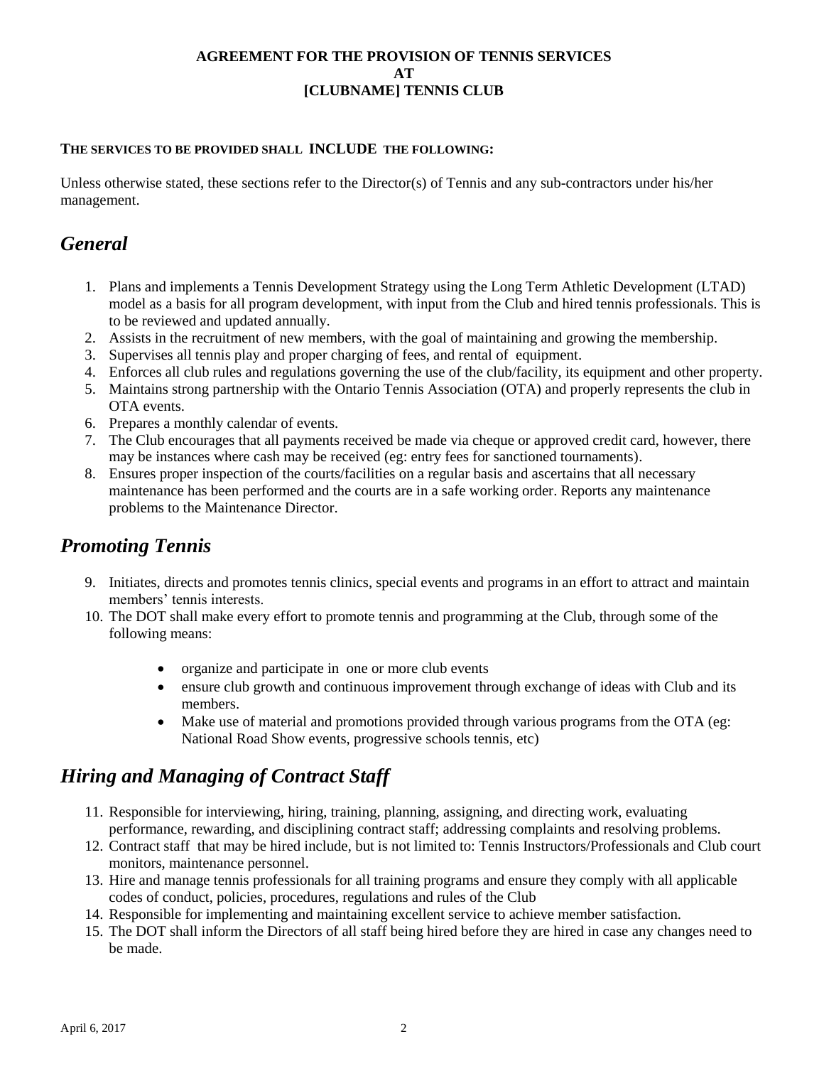**AGREEMENT FOR THE PROVISION OF TENNIS SERVICES**
**AT**
**[CLUBNAME] TENNIS CLUB**

**THE SERVICES TO BE PROVIDED SHALL INCLUDE THE FOLLOWING:**

Unless otherwise stated, these sections refer to the Director(s) of Tennis and any sub-contractors under his/her management.

## *General*

1. Plans and implements a Tennis Development Strategy using the Long Term Athletic Development (LTAD) model as a basis for all program development, with input from the Club and hired tennis professionals. This is to be reviewed and updated annually.
2. Assists in the recruitment of new members, with the goal of maintaining and growing the membership.
3. Supervises all tennis play and proper charging of fees, and rental of equipment.
4. Enforces all club rules and regulations governing the use of the club/facility, its equipment and other property.
5. Maintains strong partnership with the Ontario Tennis Association (OTA) and properly represents the club in OTA events.
6. Prepares a monthly calendar of events.
7. The Club encourages that all payments received be made via cheque or approved credit card, however, there may be instances where cash may be received (eg: entry fees for sanctioned tournaments).
8. Ensures proper inspection of the courts/facilities on a regular basis and ascertains that all necessary maintenance has been performed and the courts are in a safe working order. Reports any maintenance problems to the Maintenance Director.

## *Promoting Tennis*

9. Initiates, directs and promotes tennis clinics, special events and programs in an effort to attract and maintain members' tennis interests.
10. The DOT shall make every effort to promote tennis and programming at the Club, through some of the following means:
    - organize and participate in one or more club events
    - ensure club growth and continuous improvement through exchange of ideas with Club and its members.
    - Make use of material and promotions provided through various programs from the OTA (eg: National Road Show events, progressive schools tennis, etc)

## *Hiring and Managing of Contract Staff*

11. Responsible for interviewing, hiring, training, planning, assigning, and directing work, evaluating performance, rewarding, and disciplining contract staff; addressing complaints and resolving problems.
12. Contract staff that may be hired include, but is not limited to: Tennis Instructors/Professionals and Club court monitors, maintenance personnel.
13. Hire and manage tennis professionals for all training programs and ensure they comply with all applicable codes of conduct, policies, procedures, regulations and rules of the Club
14. Responsible for implementing and maintaining excellent service to achieve member satisfaction.
15. The DOT shall inform the Directors of all staff being hired before they are hired in case any changes need to be made.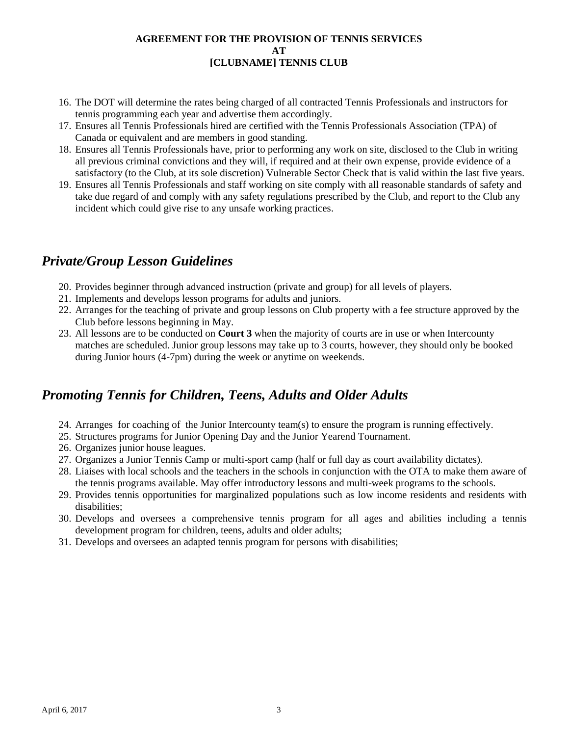16. The DOT will determine the rates being charged of all contracted Tennis Professionals and instructors for tennis programming each year and advertise them accordingly.
17. Ensures all Tennis Professionals hired are certified with the Tennis Professionals Association (TPA) of Canada or equivalent and are members in good standing.
18. Ensures all Tennis Professionals have, prior to performing any work on site, disclosed to the Club in writing all previous criminal convictions and they will, if required and at their own expense, provide evidence of a satisfactory (to the Club, at its sole discretion) Vulnerable Sector Check that is valid within the last five years.
19. Ensures all Tennis Professionals and staff working on site comply with all reasonable standards of safety and take due regard of and comply with any safety regulations prescribed by the Club, and report to the Club any incident which could give rise to any unsafe working practices.

## *Private/Group Lesson Guidelines*

20. Provides beginner through advanced instruction (private and group) for all levels of players.
21. Implements and develops lesson programs for adults and juniors.
22. Arranges for the teaching of private and group lessons on Club property with a fee structure approved by the Club before lessons beginning in May.
23. All lessons are to be conducted on **Court 3** when the majority of courts are in use or when Intercounty matches are scheduled. Junior group lessons may take up to 3 courts, however, they should only be booked during Junior hours (4-7pm) during the week or anytime on weekends.

## *Promoting Tennis for Children, Teens, Adults and Older Adults*

24. Arranges for coaching of the Junior Intercounty team(s) to ensure the program is running effectively.
25. Structures programs for Junior Opening Day and the Junior Yearend Tournament.
26. Organizes junior house leagues.
27. Organizes a Junior Tennis Camp or multi-sport camp (half or full day as court availability dictates).
28. Liaises with local schools and the teachers in the schools in conjunction with the OTA to make them aware of the tennis programs available. May offer introductory lessons and multi-week programs to the schools.
29. Provides tennis opportunities for marginalized populations such as low income residents and residents with disabilities;
30. Develops and oversees a comprehensive tennis program for all ages and abilities including a tennis development program for children, teens, adults and older adults;
31. Develops and oversees an adapted tennis program for persons with disabilities;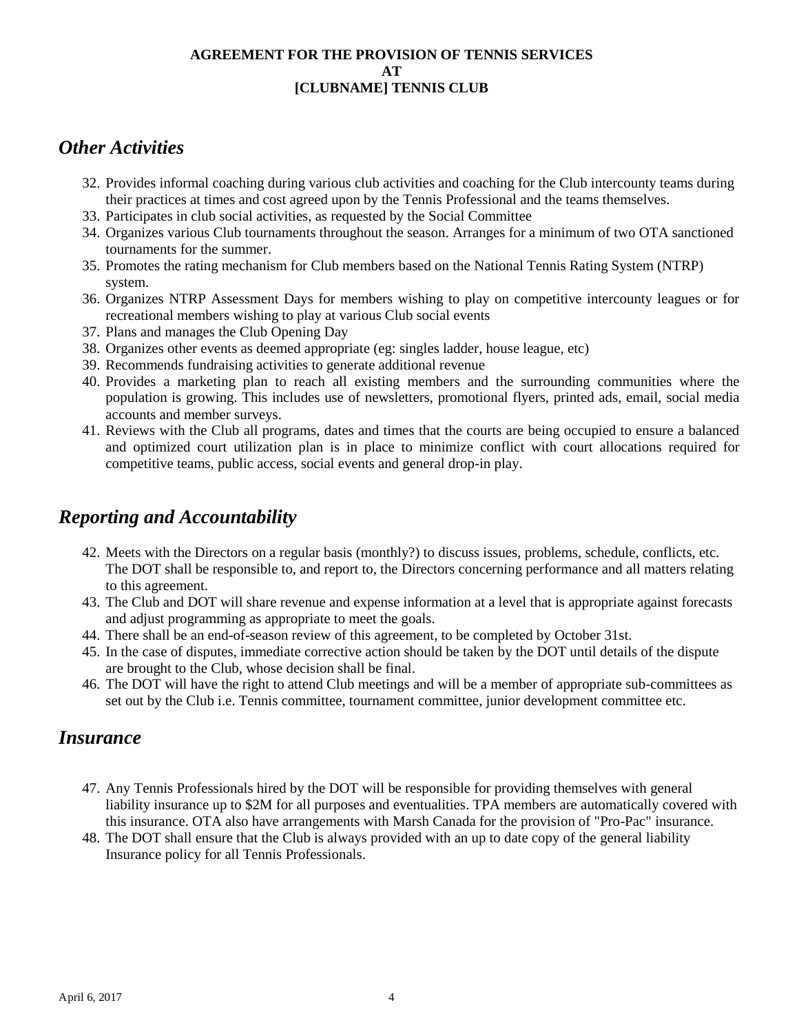## Other Activities

32. Provides informal coaching during various club activities and coaching for the Club intercounty teams during their practices at times and cost agreed upon by the Tennis Professional and the teams themselves.
33. Participates in club social activities, as requested by the Social Committee
34. Organizes various Club tournaments throughout the season. Arranges for a minimum of two OTA sanctioned tournaments for the summer.
35. Promotes the rating mechanism for Club members based on the National Tennis Rating System (NTRP) system.
36. Organizes NTRP Assessment Days for members wishing to play on competitive intercounty leagues or for recreational members wishing to play at various Club social events
37. Plans and manages the Club Opening Day
38. Organizes other events as deemed appropriate (eg: singles ladder, house league, etc)
39. Recommends fundraising activities to generate additional revenue
40. Provides a marketing plan to reach all existing members and the surrounding communities where the population is growing. This includes use of newsletters, promotional flyers, printed ads, email, social media accounts and member surveys.
41. Reviews with the Club all programs, dates and times that the courts are being occupied to ensure a balanced and optimized court utilization plan is in place to minimize conflict with court allocations required for competitive teams, public access, social events and general drop-in play.

## Reporting and Accountability

42. Meets with the Directors on a regular basis (monthly?) to discuss issues, problems, schedule, conflicts, etc. The DOT shall be responsible to, and report to, the Directors concerning performance and all matters relating to this agreement.
43. The Club and DOT will share revenue and expense information at a level that is appropriate against forecasts and adjust programming as appropriate to meet the goals.
44. There shall be an end-of-season review of this agreement, to be completed by October 31st.
45. In the case of disputes, immediate corrective action should be taken by the DOT until details of the dispute are brought to the Club, whose decision shall be final.
46. The DOT will have the right to attend Club meetings and will be a member of appropriate sub-committees as set out by the Club i.e. Tennis committee, tournament committee, junior development committee etc.

## Insurance

47. Any Tennis Professionals hired by the DOT will be responsible for providing themselves with general liability insurance up to $2M for all purposes and eventualities. TPA members are automatically covered with this insurance. OTA also have arrangements with Marsh Canada for the provision of "Pro-Pac" insurance.
48. The DOT shall ensure that the Club is always provided with an up to date copy of the general liability Insurance policy for all Tennis Professionals.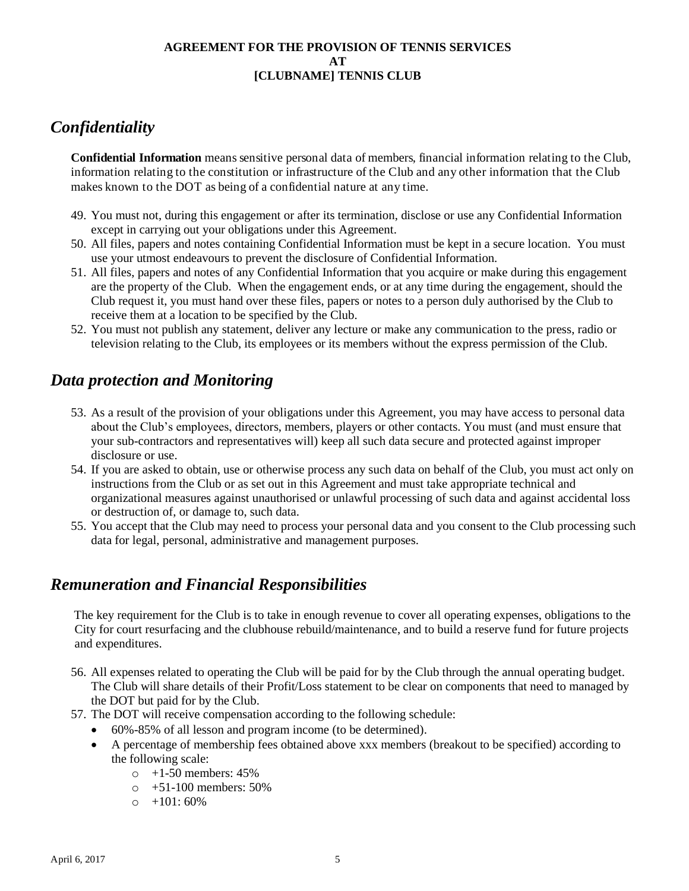**AGREEMENT FOR THE PROVISION OF TENNIS SERVICES**
**AT**
**[CLUBNAME] TENNIS CLUB**

## *Confidentiality*

**Confidential Information** means sensitive personal data of members, financial information relating to the Club, information relating to the constitution or infrastructure of the Club and any other information that the Club makes known to the DOT as being of a confidential nature at any time.

49. You must not, during this engagement or after its termination, disclose or use any Confidential Information except in carrying out your obligations under this Agreement.
50. All files, papers and notes containing Confidential Information must be kept in a secure location. You must use your utmost endeavours to prevent the disclosure of Confidential Information.
51. All files, papers and notes of any Confidential Information that you acquire or make during this engagement are the property of the Club. When the engagement ends, or at any time during the engagement, should the Club request it, you must hand over these files, papers or notes to a person duly authorised by the Club to receive them at a location to be specified by the Club.
52. You must not publish any statement, deliver any lecture or make any communication to the press, radio or television relating to the Club, its employees or its members without the express permission of the Club.

## *Data protection and Monitoring*

53. As a result of the provision of your obligations under this Agreement, you may have access to personal data about the Club's employees, directors, members, players or other contacts. You must (and must ensure that your sub-contractors and representatives will) keep all such data secure and protected against improper disclosure or use.
54. If you are asked to obtain, use or otherwise process any such data on behalf of the Club, you must act only on instructions from the Club or as set out in this Agreement and must take appropriate technical and organizational measures against unauthorised or unlawful processing of such data and against accidental loss or destruction of, or damage to, such data.
55. You accept that the Club may need to process your personal data and you consent to the Club processing such data for legal, personal, administrative and management purposes.

## *Remuneration and Financial Responsibilities*

The key requirement for the Club is to take in enough revenue to cover all operating expenses, obligations to the City for court resurfacing and the clubhouse rebuild/maintenance, and to build a reserve fund for future projects and expenditures.

56. All expenses related to operating the Club will be paid for by the Club through the annual operating budget. The Club will share details of their Profit/Loss statement to be clear on components that need to managed by the DOT but paid for by the Club.
57. The DOT will receive compensation according to the following schedule:
    - 60%-85% of all lesson and program income (to be determined).
    - A percentage of membership fees obtained above xxx members (breakout to be specified) according to the following scale:
        - +1-50 members: 45%
        - +51-100 members: 50%
        - +101: 60%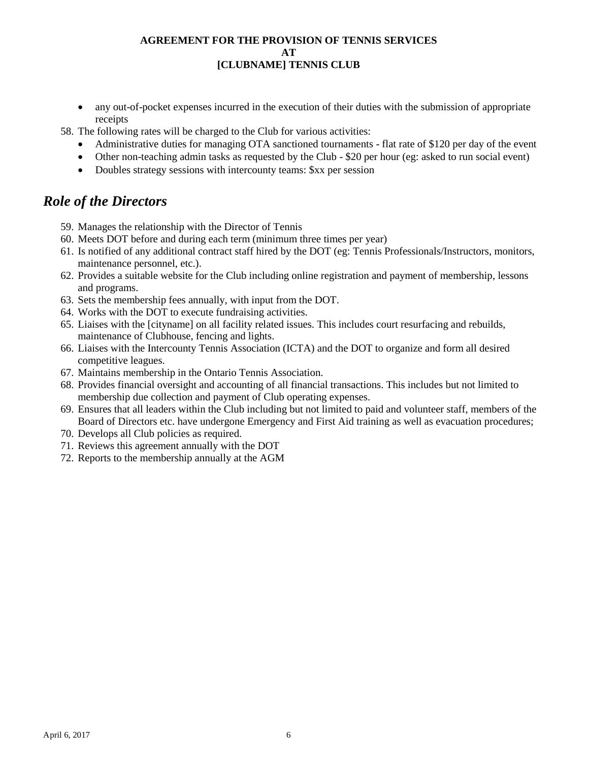- any out-of-pocket expenses incurred in the execution of their duties with the submission of appropriate receipts

58. The following rates will be charged to the Club for various activities:
    - Administrative duties for managing OTA sanctioned tournaments - flat rate of $120 per day of the event
    - Other non-teaching admin tasks as requested by the Club - $20 per hour (eg: asked to run social event)
    - Doubles strategy sessions with intercounty teams: $xx per session

## *Role of the Directors*

59. Manages the relationship with the Director of Tennis
60. Meets DOT before and during each term (minimum three times per year)
61. Is notified of any additional contract staff hired by the DOT (eg: Tennis Professionals/Instructors, monitors, maintenance personnel, etc.).
62. Provides a suitable website for the Club including online registration and payment of membership, lessons and programs.
63. Sets the membership fees annually, with input from the DOT.
64. Works with the DOT to execute fundraising activities.
65. Liaises with the [cityname] on all facility related issues. This includes court resurfacing and rebuilds, maintenance of Clubhouse, fencing and lights.
66. Liaises with the Intercounty Tennis Association (ICTA) and the DOT to organize and form all desired competitive leagues.
67. Maintains membership in the Ontario Tennis Association.
68. Provides financial oversight and accounting of all financial transactions. This includes but not limited to membership due collection and payment of Club operating expenses.
69. Ensures that all leaders within the Club including but not limited to paid and volunteer staff, members of the Board of Directors etc. have undergone Emergency and First Aid training as well as evacuation procedures;
70. Develops all Club policies as required.
71. Reviews this agreement annually with the DOT
72. Reports to the membership annually at the AGM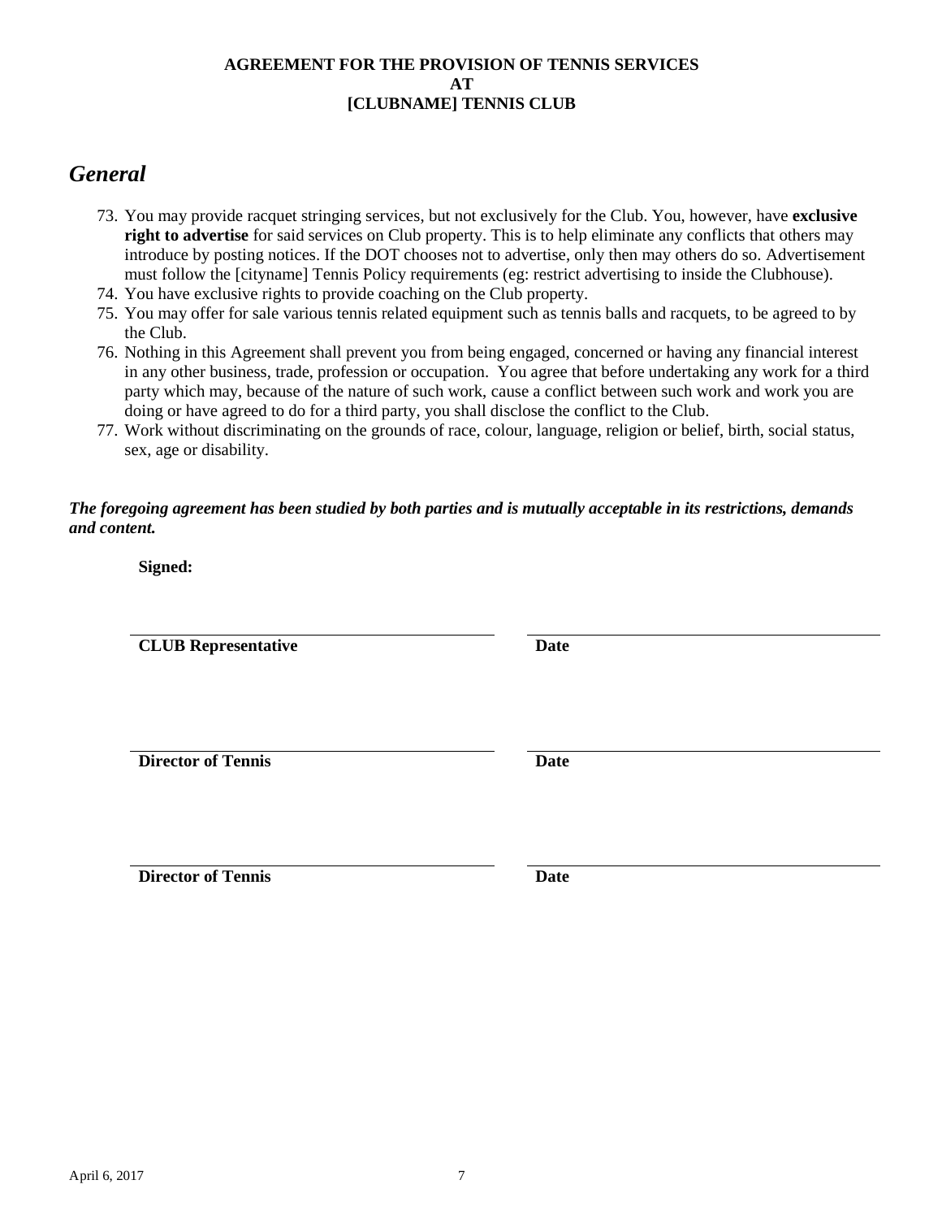**AGREEMENT FOR THE PROVISION OF TENNIS SERVICES**
**AT**
**[CLUBNAME] TENNIS CLUB**

## *General*

73. You may provide racquet stringing services, but not exclusively for the Club. You, however, have **exclusive right to advertise** for said services on Club property. This is to help eliminate any conflicts that others may introduce by posting notices. If the DOT chooses not to advertise, only then may others do so. Advertisement must follow the [cityname] Tennis Policy requirements (eg: restrict advertising to inside the Clubhouse).
74. You have exclusive rights to provide coaching on the Club property.
75. You may offer for sale various tennis related equipment such as tennis balls and racquets, to be agreed to by the Club.
76. Nothing in this Agreement shall prevent you from being engaged, concerned or having any financial interest in any other business, trade, profession or occupation. You agree that before undertaking any work for a third party which may, because of the nature of such work, cause a conflict between such work and work you are doing or have agreed to do for a third party, you shall disclose the conflict to the Club.
77. Work without discriminating on the grounds of race, colour, language, religion or belief, birth, social status, sex, age or disability.

***The foregoing agreement has been studied by both parties and is mutually acceptable in its restrictions, demands and content.***

**Signed:**

| | |
|---|---|
| **CLUB Representative** | **Date** |
| **Director of Tennis** | **Date** |
| **Director of Tennis** | **Date** |

April 6, 2017